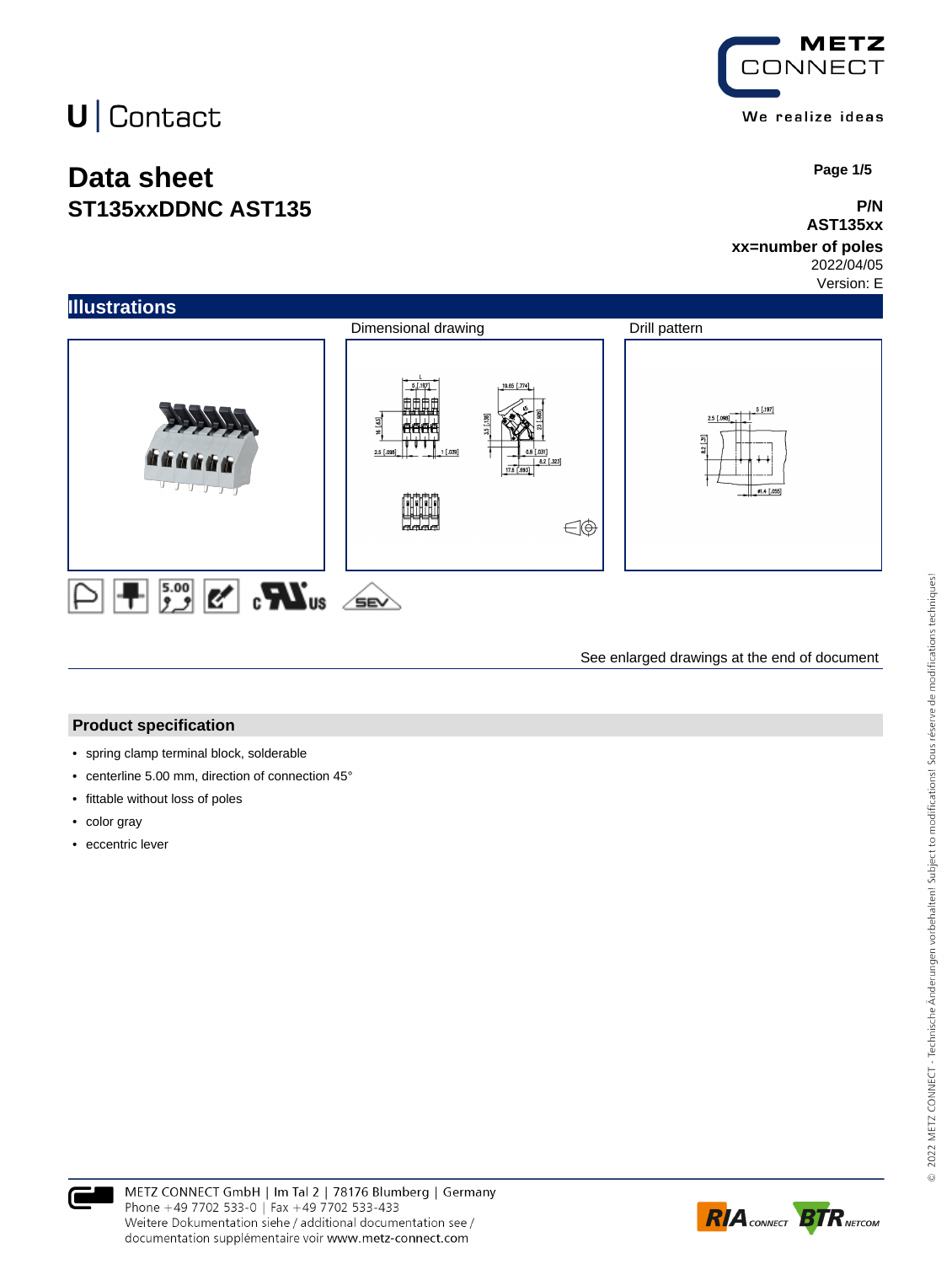U | Contact

METZ CONNECT

We realize ideas

# Data sheet

## ST135xxDDNC AST135

**P/N**
**AST135xx**
**xx=number of poles**
2022/04/05
Version: E

## Illustrations

Dimensional drawing

Drill pattern

See enlarged drawings at the end of document

## Product specification

- spring clamp terminal block, solderable
- centerline 5.00 mm, direction of connection 45°
- fittable without loss of poles
- color gray
- eccentric lever

METZ CONNECT GmbH | Im Tal 2 | 78176 Blumberg | Germany
Phone +49 7702 533-0 | Fax +49 7702 533-433
Weitere Dokumentation siehe / additional documentation see /
documentation supplémentaire voir www.metz-connect.com

© 2022 METZ CONNECT - Technische Änderungen vorbehalten! Subject to modifications! Sous réserve de modifications techniques!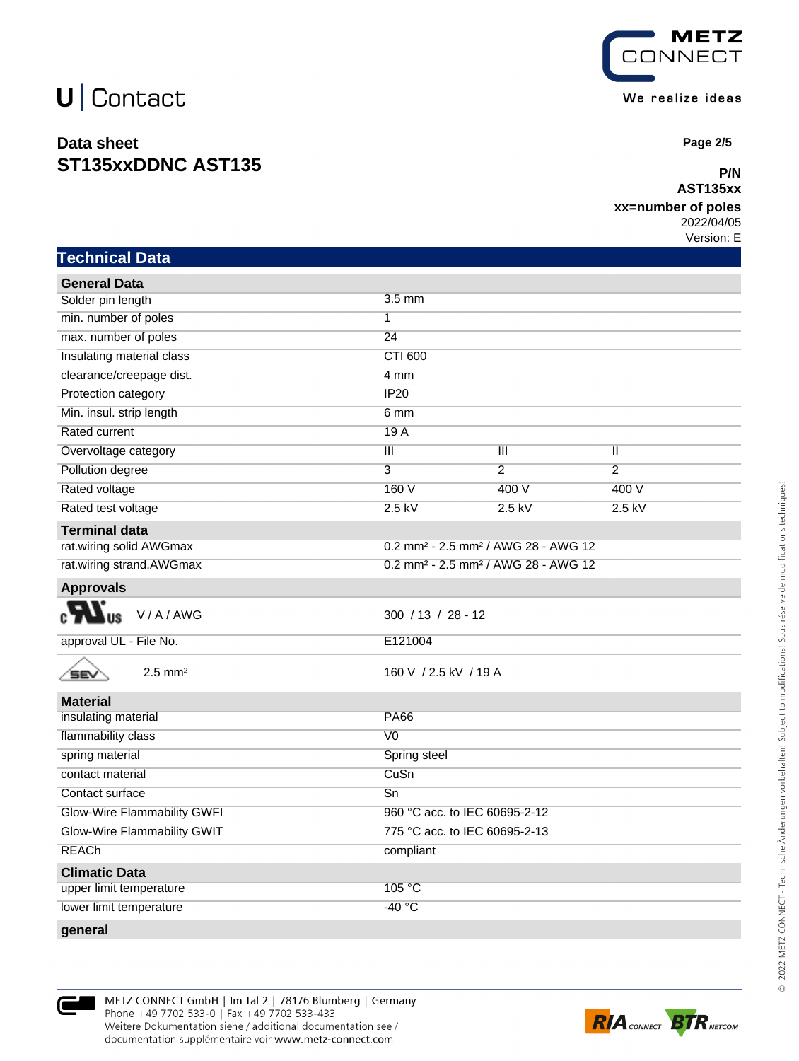# Data sheet
# ST135xxDDNC AST135

**P/N**
**AST135xx**
**xx=number of poles**
2022/04/05
Version: E

## Technical Data

| General Data | | | |
|---|---|---|---|
| Solder pin length | 3.5 mm | | |
| min. number of poles | 1 | | |
| max. number of poles | 24 | | |
| Insulating material class | CTI 600 | | |
| clearance/creepage dist. | 4 mm | | |
| Protection category | IP20 | | |
| Min. insul. strip length | 6 mm | | |
| Rated current | 19 A | | |
| Overvoltage category | III | III | II |
| Pollution degree | 3 | 2 | 2 |
| Rated voltage | 160 V | 400 V | 400 V |
| Rated test voltage | 2.5 kV | 2.5 kV | 2.5 kV |
| **Terminal data** | | | |
| rat.wiring solid AWGmax | 0.2 mm² - 2.5 mm² / AWG 28 - AWG 12 | | |
| rat.wiring strand.AWGmax | 0.2 mm² - 2.5 mm² / AWG 28 - AWG 12 | | |
| **Approvals** | | | |
| cULus V / A / AWG | 300 / 13 / 28 - 12 | | |
| approval UL - File No. | E121004 | | |
| SEV 2.5 mm² | 160 V / 2.5 kV / 19 A | | |
| **Material** | | | |
| insulating material | PA66 | | |
| flammability class | V0 | | |
| spring material | Spring steel | | |
| contact material | CuSn | | |
| Contact surface | Sn | | |
| Glow-Wire Flammability GWFI | 960 °C acc. to IEC 60695-2-12 | | |
| Glow-Wire Flammability GWIT | 775 °C acc. to IEC 60695-2-13 | | |
| REACh | compliant | | |
| **Climatic Data** | | | |
| upper limit temperature | 105 °C | | |
| lower limit temperature | -40 °C | | |
| **general** | | | |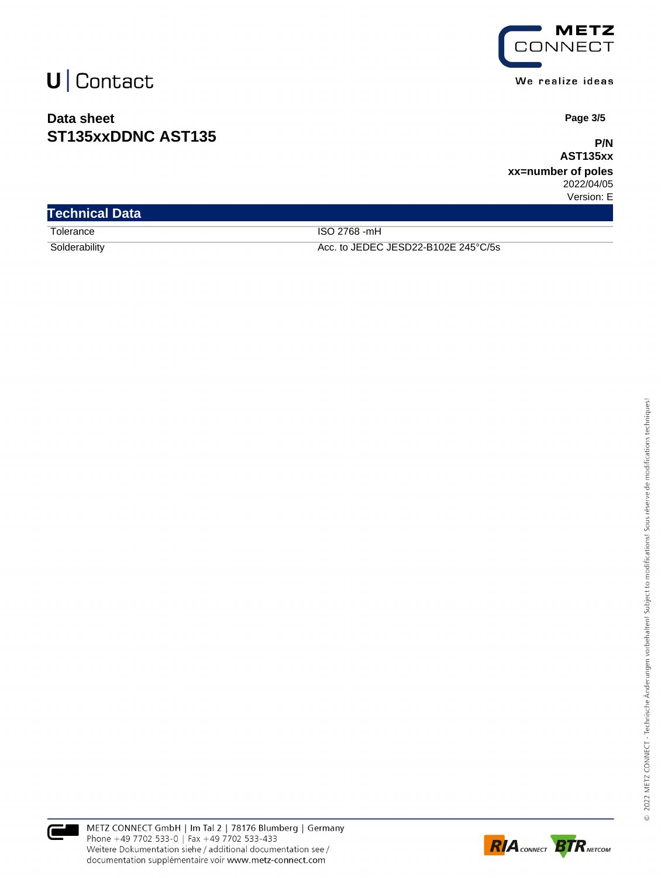# Data sheet
## ST135xxDDNC AST135

**P/N**
**AST135xx**
**xx=number of poles**
2022/04/05
Version: E

### Technical Data

| | |
|---|---|
| Tolerance | ISO 2768 -mH |
| Solderability | Acc. to JEDEC JESD22-B102E 245°C/5s |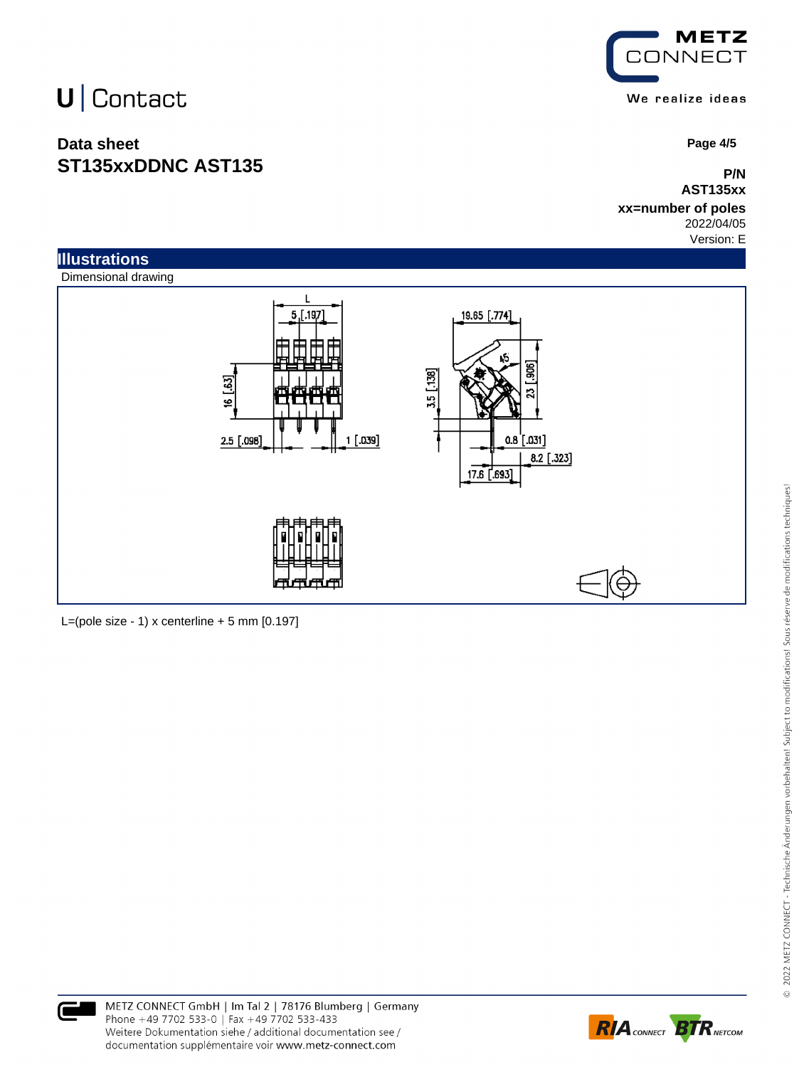# U | Contact

## Data sheet
## ST135xxDDNC AST135

**P/N**
**AST135xx**
**xx=number of poles**
2022/04/05
Version: E

## Illustrations

Dimensional drawing

L=(pole size - 1) x centerline + 5 mm [0.197]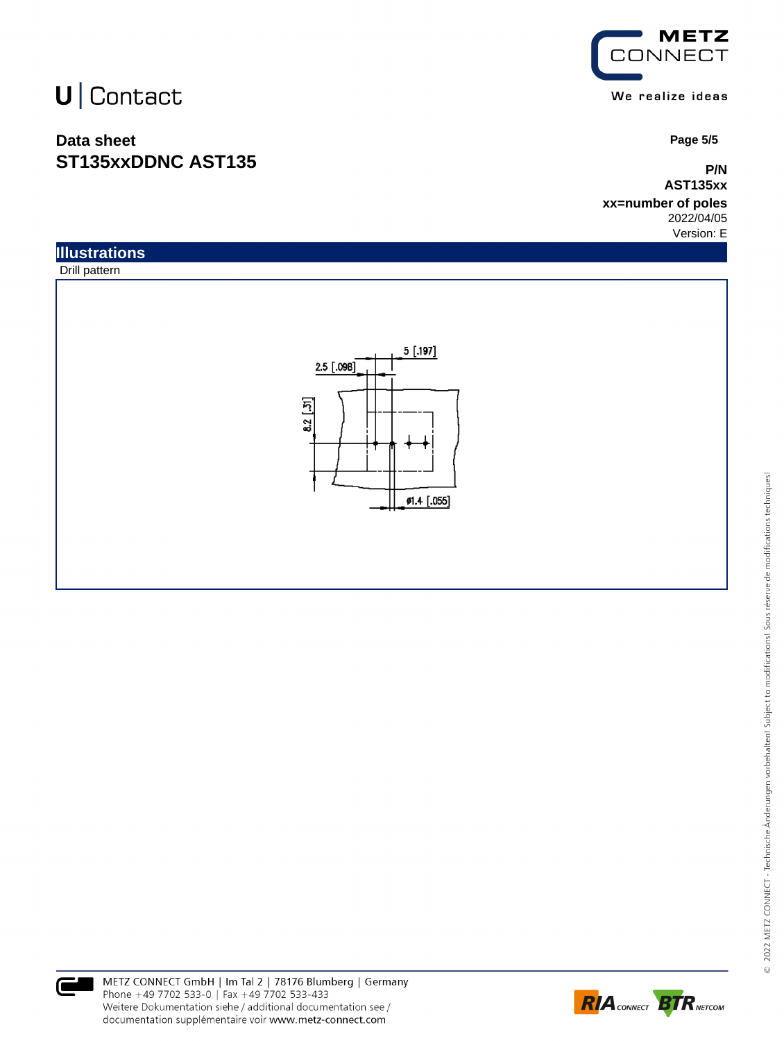## Data sheet
## ST135xxDDNC AST135

**P/N**
**AST135xx**
**xx=number of poles**
2022/04/05
Version: E

## Illustrations

Drill pattern

5 [.197]
2.5 [.098]
8.2 [.31]
ø1.4 [.055]